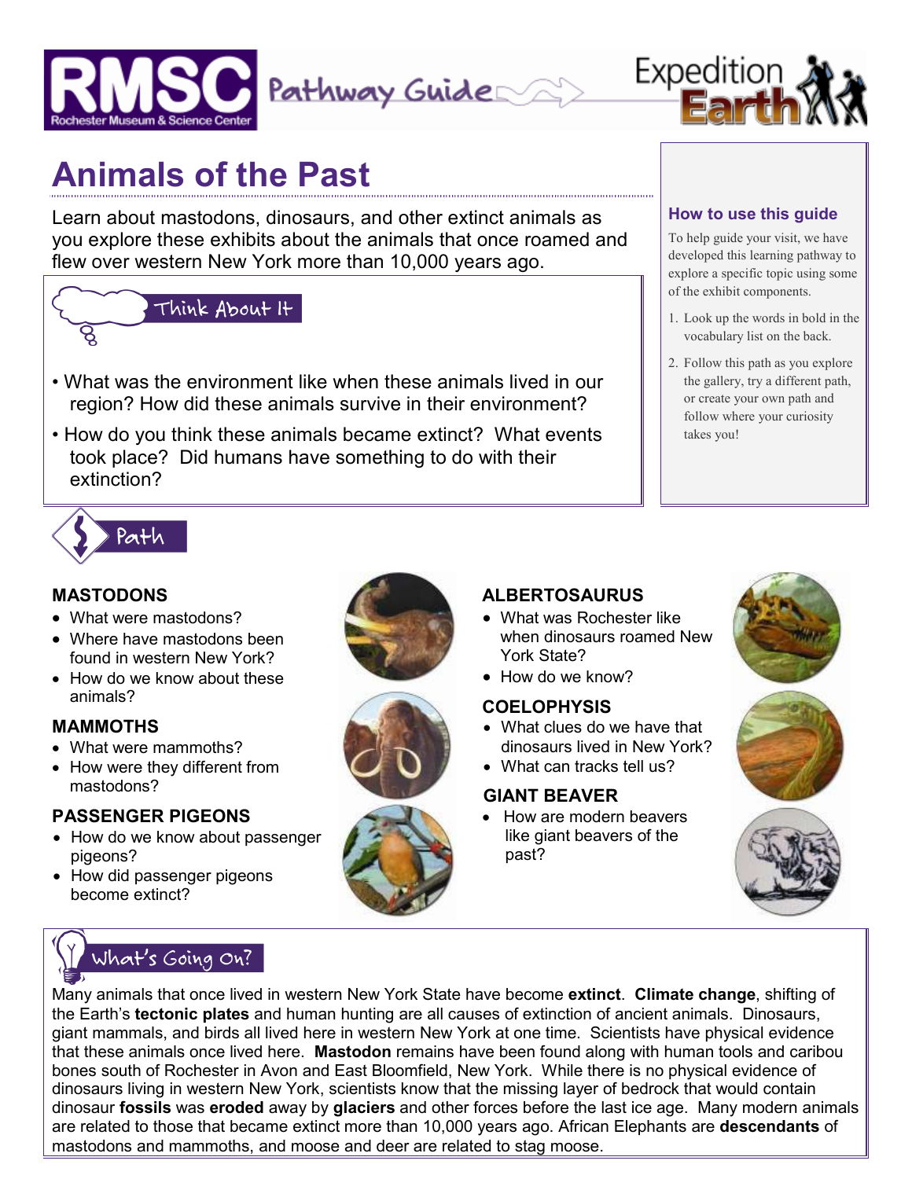RMSC Rochester Museum & Science Center — Pathway Guide — Expedition Earth

# Animals of the Past

Learn about mastodons, dinosaurs, and other extinct animals as you explore these exhibits about the animals that once roamed and flew over western New York more than 10,000 years ago.

## Think About It

- What was the environment like when these animals lived in our region? How did these animals survive in their environment?
- How do you think these animals became extinct? What events took place? Did humans have something to do with their extinction?

### How to use this guide

To help guide your visit, we have developed this learning pathway to explore a specific topic using some of the exhibit components.

1. Look up the words in bold in the vocabulary list on the back.
2. Follow this path as you explore the gallery, try a different path, or create your own path and follow where your curiosity takes you!

## Path

### MASTODONS

- What were mastodons?
- Where have mastodons been found in western New York?
- How do we know about these animals?

### MAMMOTHS

- What were mammoths?
- How were they different from mastodons?

### PASSENGER PIGEONS

- How do we know about passenger pigeons?
- How did passenger pigeons become extinct?

### ALBERTOSAURUS

- What was Rochester like when dinosaurs roamed New York State?
- How do we know?

### COELOPHYSIS

- What clues do we have that dinosaurs lived in New York?
- What can tracks tell us?

### GIANT BEAVER

- How are modern beavers like giant beavers of the past?

## What's Going On?

Many animals that once lived in western New York State have become **extinct**. **Climate change**, shifting of the Earth's **tectonic plates** and human hunting are all causes of extinction of ancient animals. Dinosaurs, giant mammals, and birds all lived here in western New York at one time. Scientists have physical evidence that these animals once lived here. **Mastodon** remains have been found along with human tools and caribou bones south of Rochester in Avon and East Bloomfield, New York. While there is no physical evidence of dinosaurs living in western New York, scientists know that the missing layer of bedrock that would contain dinosaur **fossils** was **eroded** away by **glaciers** and other forces before the last ice age. Many modern animals are related to those that became extinct more than 10,000 years ago. African Elephants are **descendants** of mastodons and mammoths, and moose and deer are related to stag moose.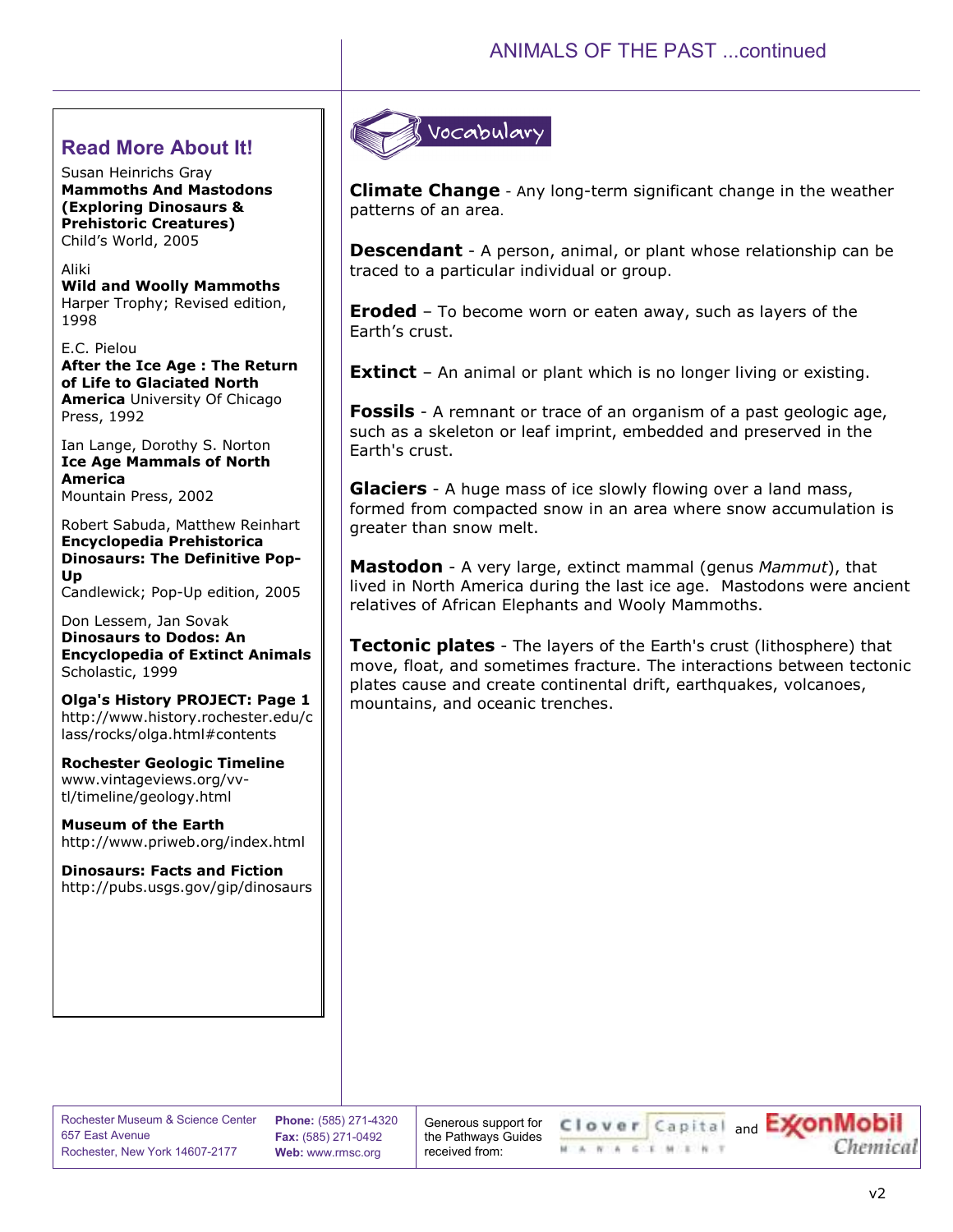## Read More About It!

Susan Heinrichs Gray
**Mammoths And Mastodons (Exploring Dinosaurs & Prehistoric Creatures)**
Child's World, 2005

Aliki
**Wild and Woolly Mammoths**
Harper Trophy; Revised edition, 1998

E.C. Pielou
**After the Ice Age : The Return of Life to Glaciated North America** University Of Chicago Press, 1992

Ian Lange, Dorothy S. Norton
**Ice Age Mammals of North America**
Mountain Press, 2002

Robert Sabuda, Matthew Reinhart
**Encyclopedia Prehistorica Dinosaurs: The Definitive Pop-Up**
Candlewick; Pop-Up edition, 2005

Don Lessem, Jan Sovak
**Dinosaurs to Dodos: An Encyclopedia of Extinct Animals**
Scholastic, 1999

**Olga's History PROJECT: Page 1**
http://www.history.rochester.edu/class/rocks/olga.html#contents

**Rochester Geologic Timeline**
www.vintageviews.org/vv-tl/timeline/geology.html

**Museum of the Earth**
http://www.priweb.org/index.html

**Dinosaurs: Facts and Fiction**
http://pubs.usgs.gov/gip/dinosaurs

## Vocabulary

**Climate Change** - Any long-term significant change in the weather patterns of an area.

**Descendant** - A person, animal, or plant whose relationship can be traced to a particular individual or group.

**Eroded** – To become worn or eaten away, such as layers of the Earth's crust.

**Extinct** – An animal or plant which is no longer living or existing.

**Fossils** - A remnant or trace of an organism of a past geologic age, such as a skeleton or leaf imprint, embedded and preserved in the Earth's crust.

**Glaciers** - A huge mass of ice slowly flowing over a land mass, formed from compacted snow in an area where snow accumulation is greater than snow melt.

**Mastodon** - A very large, extinct mammal (genus *Mammut*), that lived in North America during the last ice age. Mastodons were ancient relatives of African Elephants and Wooly Mammoths.

**Tectonic plates** - The layers of the Earth's crust (lithosphere) that move, float, and sometimes fracture. The interactions between tectonic plates cause and create continental drift, earthquakes, volcanoes, mountains, and oceanic trenches.

Rochester Museum & Science Center
657 East Avenue
Rochester, New York 14607-2177

**Phone:** (585) 271-4320
**Fax:** (585) 271-0492
**Web:** www.rmsc.org

Generous support for the Pathways Guides received from: Clover Capital Management and ExxonMobil Chemical